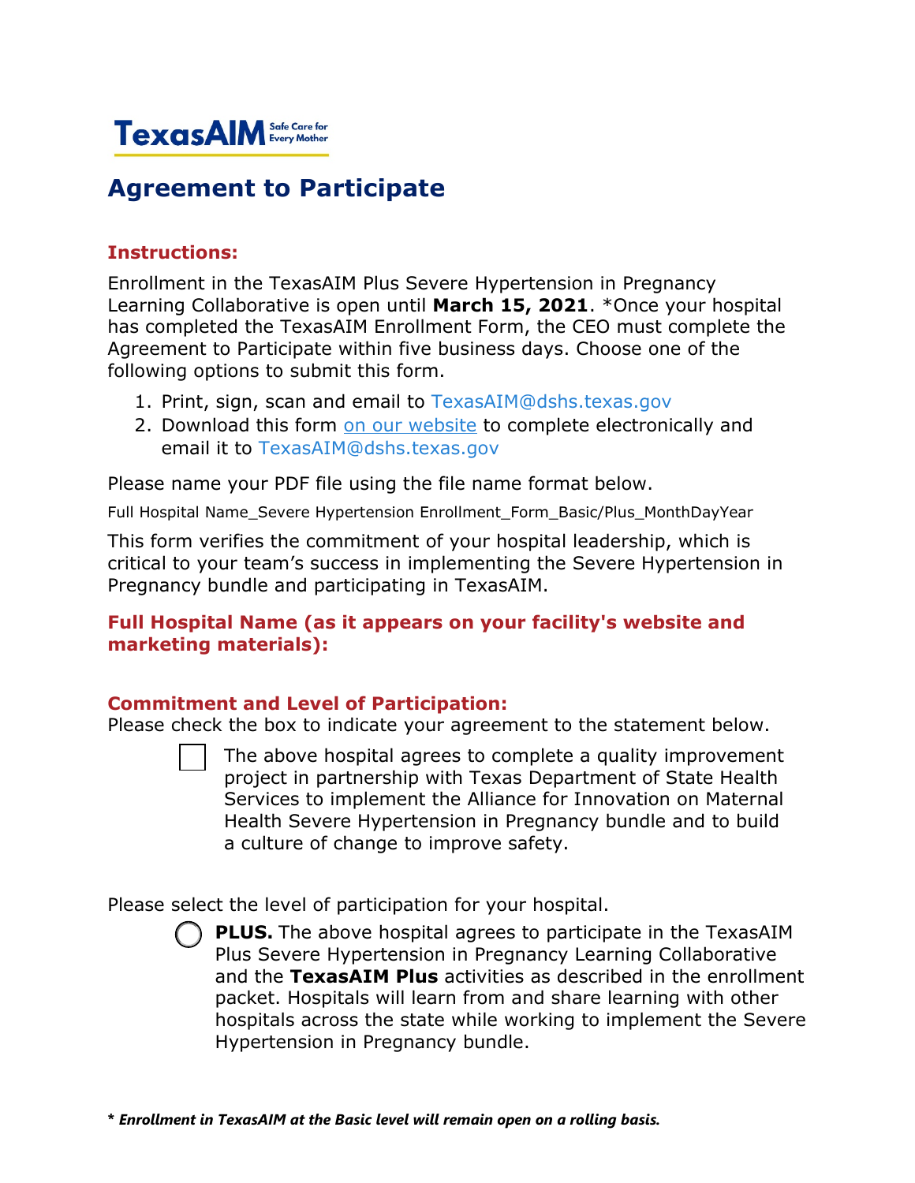TexasAIM Safe Care for Every Mother

# Agreement to Participate

## Instructions:

Enrollment in the TexasAIM Plus Severe Hypertension in Pregnancy Learning Collaborative is open until **March 15, 2021**. *Once your hospital has completed the TexasAIM Enrollment Form, the CEO must complete the Agreement to Participate within five business days. Choose one of the following options to submit this form.

1. Print, sign, scan and email to TexasAIM@dshs.texas.gov
2. Download this form [on our website](#) to complete electronically and email it to TexasAIM@dshs.texas.gov

Please name your PDF file using the file name format below.

Full Hospital Name_Severe Hypertension Enrollment_Form_Basic/Plus_MonthDayYear

This form verifies the commitment of your hospital leadership, which is critical to your team's success in implementing the Severe Hypertension in Pregnancy bundle and participating in TexasAIM.

## Full Hospital Name (as it appears on your facility's website and marketing materials):

## Commitment and Level of Participation:

Please check the box to indicate your agreement to the statement below.

- [ ] The above hospital agrees to complete a quality improvement project in partnership with Texas Department of State Health Services to implement the Alliance for Innovation on Maternal Health Severe Hypertension in Pregnancy bundle and to build a culture of change to improve safety.

Please select the level of participation for your hospital.

- ○ **PLUS.** The above hospital agrees to participate in the TexasAIM Plus Severe Hypertension in Pregnancy Learning Collaborative and the **TexasAIM Plus** activities as described in the enrollment packet. Hospitals will learn from and share learning with other hospitals across the state while working to implement the Severe Hypertension in Pregnancy bundle.

***** *Enrollment in TexasAIM at the Basic level will remain open on a rolling basis.***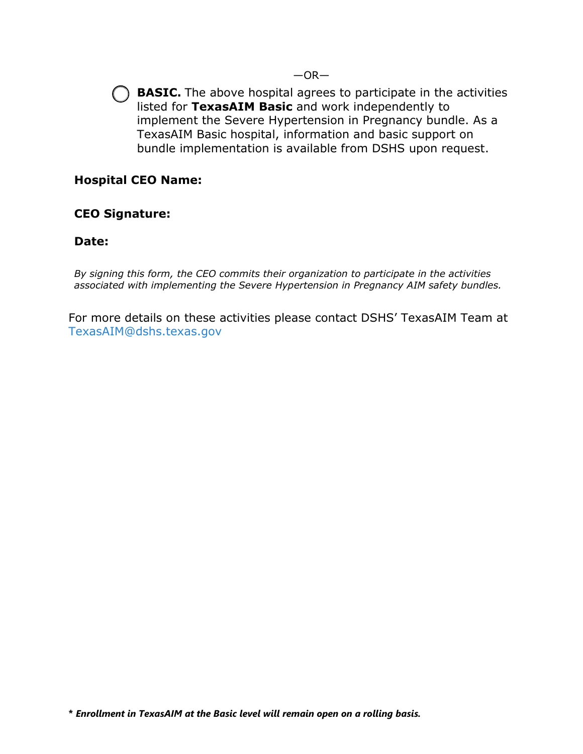—OR—

◯ **BASIC.** The above hospital agrees to participate in the activities listed for **TexasAIM Basic** and work independently to implement the Severe Hypertension in Pregnancy bundle. As a TexasAIM Basic hospital, information and basic support on bundle implementation is available from DSHS upon request.

**Hospital CEO Name:**

**CEO Signature:**

**Date:**

*By signing this form, the CEO commits their organization to participate in the activities associated with implementing the Severe Hypertension in Pregnancy AIM safety bundles.*

For more details on these activities please contact DSHS' TexasAIM Team at TexasAIM@dshs.texas.gov

***** ***Enrollment in TexasAIM at the Basic level will remain open on a rolling basis.***